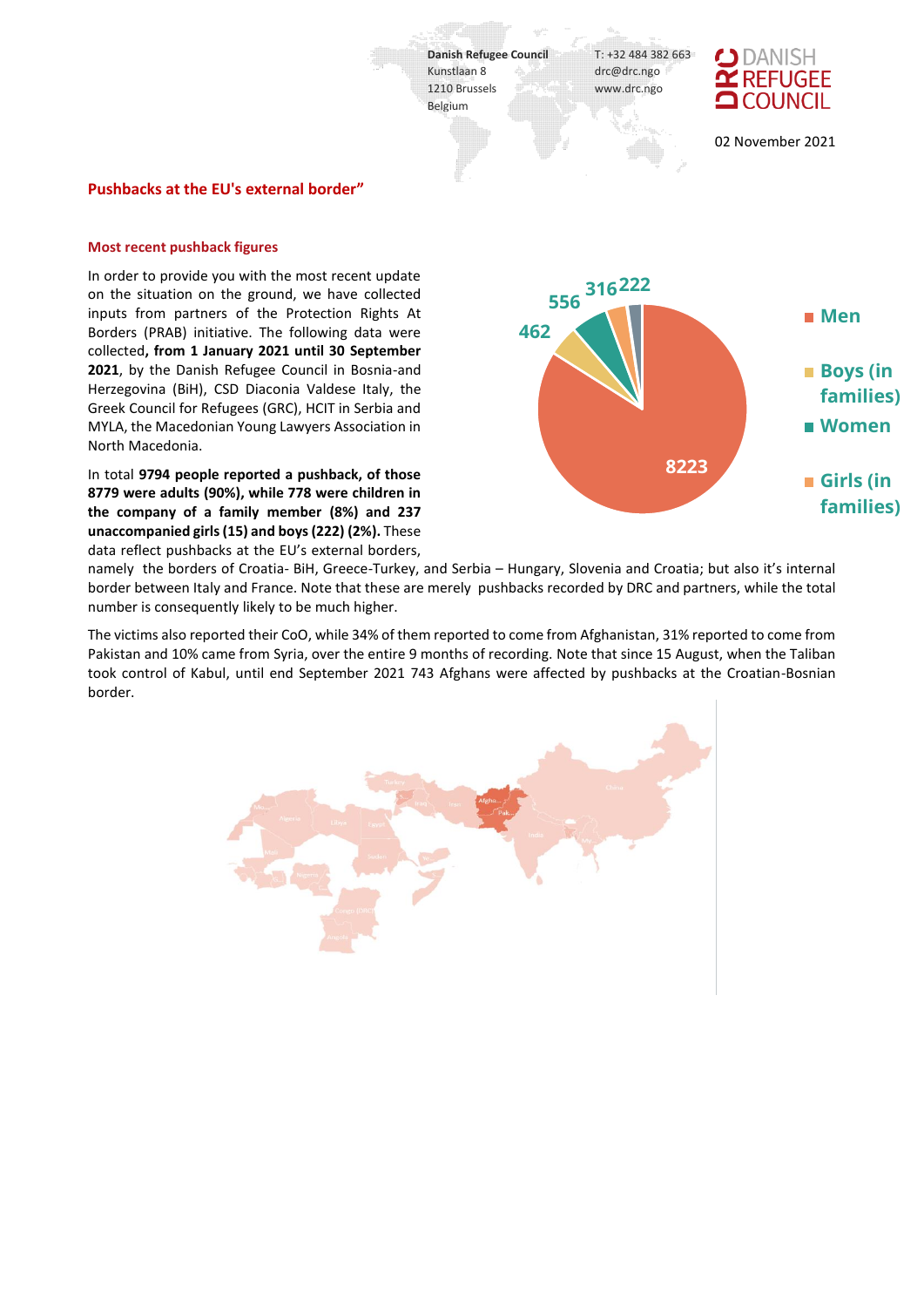Danish Refugee Council
Kunstlaan 8
1210 Brussels
Belgium

T: +32 484 382 663
drc@drc.ngo
www.drc.ngo

02 November 2021

## Pushbacks at the EU's external border"

### Most recent pushback figures

In order to provide you with the most recent update on the situation on the ground, we have collected inputs from partners of the Protection Rights At Borders (PRAB) initiative. The following data were collected**, from 1 January 2021 until 30 September 2021**, by the Danish Refugee Council in Bosnia-and Herzegovina (BiH), CSD Diaconia Valdese Italy, the Greek Council for Refugees (GRC), HCIT in Serbia and MYLA, the Macedonian Young Lawyers Association in North Macedonia.

In total **9794 people reported a pushback, of those 8779 were adults (90%), while 778 were children in the company of a family member (8%) and 237 unaccompanied girls (15) and boys (222) (2%).** These data reflect pushbacks at the EU's external borders, namely the borders of Croatia- BiH, Greece-Turkey, and Serbia – Hungary, Slovenia and Croatia; but also it's internal border between Italy and France. Note that these are merely pushbacks recorded by DRC and partners, while the total number is consequently likely to be much higher.

| Category | Number |
|---|---|
| Men | 8223 |
| Boys (in families) | 462 |
| Women | 556 |
| Girls (in families) | 316 |
| | 222 |

The victims also reported their CoO, while 34% of them reported to come from Afghanistan, 31% reported to come from Pakistan and 10% came from Syria, over the entire 9 months of recording. Note that since 15 August, when the Taliban took control of Kabul, until end September 2021 743 Afghans were affected by pushbacks at the Croatian-Bosnian border.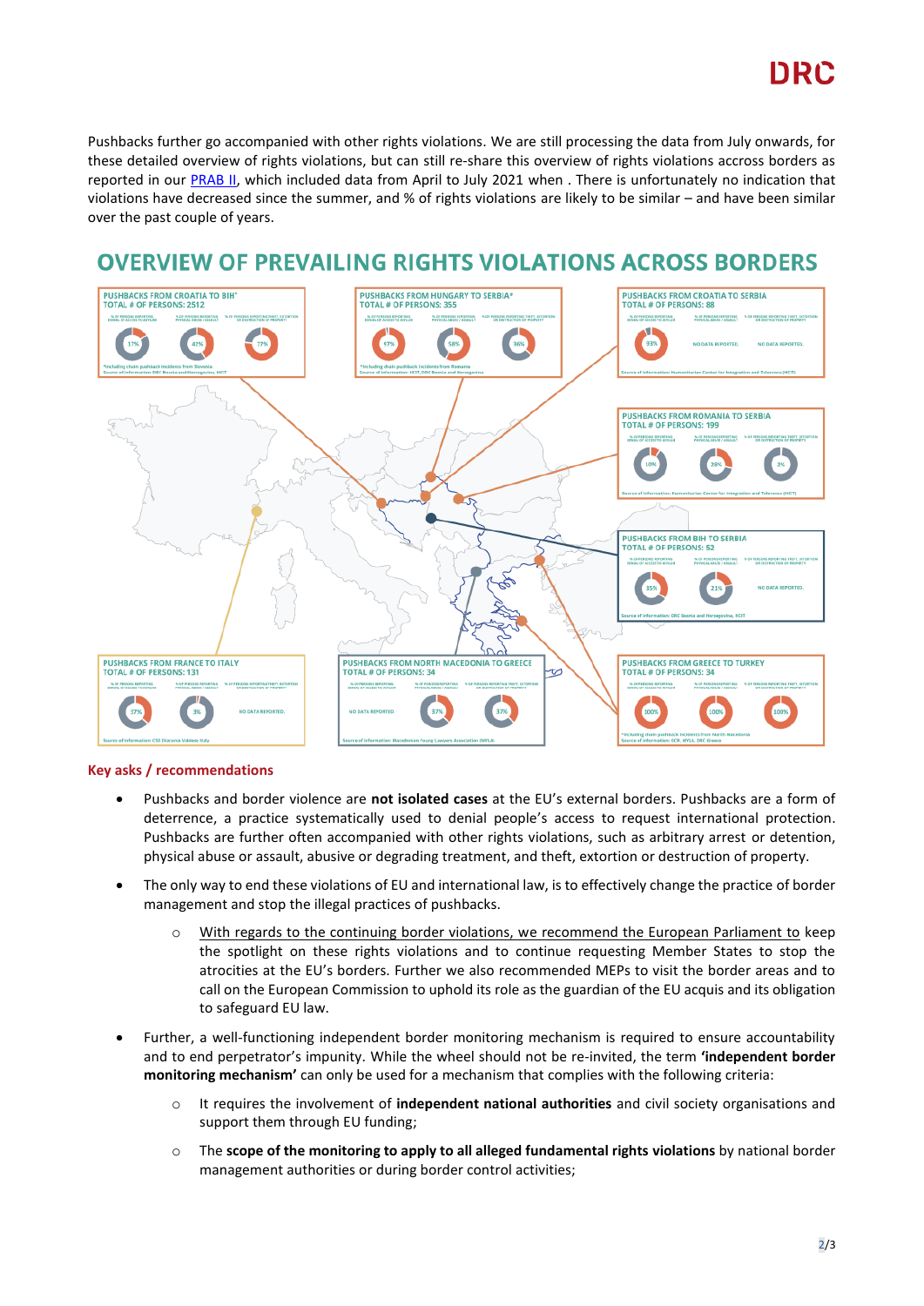Pushbacks further go accompanied with other rights violations. We are still processing the data from July onwards, for these detailed overview of rights violations, but can still re-share this overview of rights violations accross borders as reported in our PRAB II, which included data from April to July 2021 when . There is unfortunately no indication that violations have decreased since the summer, and % of rights violations are likely to be similar – and have been similar over the past couple of years.

## OVERVIEW OF PREVAILING RIGHTS VIOLATIONS ACROSS BORDERS

| Pushbacks | Total # of persons | % of persons reporting denial of access to asylum | % of persons reporting physical abuse / assault | % of persons reporting theft, extortion or destruction of property | Source of information |
|---|---|---|---|---|---|
| From Croatia to BiH* | 2512 | 17% | 42% | 77% | DRC Bosnia and Herzegovina, HCIT |
| From Hungary to Serbia* | 355 | 97% | 58% | 36% | HCIT, DRC Bosnia and Herzegovina |
| From Croatia to Serbia | 88 | 93% | No data reported. | No data reported. | Humanitarian Center for Integration and Tolerance (HCIT) |
| From Romania to Serbia | 199 | 10% | 26% | 2% | Humanitarian Center for Integration and Tolerance (HCIT) |
| From BiH to Serbia | 52 | 35% | 21% | No data reported. | DRC Bosnia and Herzegovina, HCIT |
| From France to Italy | 131 | 37% | 3% | No data reported. | CSD Diaconia Valdese Italy |
| From North Macedonia to Greece | 34 | No data reported. | 37% | 37% | Macedonian Young Lawyers Association (MYLA) |
| From Greece to Turkey* | 34 | 100% | 100% | 100% | GCR, MYLA, DRC Greece |

*Croatia to BiH: Including chain pushback incidents from Slovenia
*Hungary to Serbia: Including chain pushback incidents from Romania
*Greece to Turkey: Including chain pushback incidents from North Macedonia

### Key asks / recommendations

- Pushbacks and border violence are **not isolated cases** at the EU's external borders. Pushbacks are a form of deterrence, a practice systematically used to denial people's access to request international protection. Pushbacks are further often accompanied with other rights violations, such as arbitrary arrest or detention, physical abuse or assault, abusive or degrading treatment, and theft, extortion or destruction of property.
- The only way to end these violations of EU and international law, is to effectively change the practice of border management and stop the illegal practices of pushbacks.
    - With regards to the continuing border violations, we recommend the European Parliament to keep the spotlight on these rights violations and to continue requesting Member States to stop the atrocities at the EU's borders. Further we also recommended MEPs to visit the border areas and to call on the European Commission to uphold its role as the guardian of the EU acquis and its obligation to safeguard EU law.
- Further, a well-functioning independent border monitoring mechanism is required to ensure accountability and to end perpetrator's impunity. While the wheel should not be re-invited, the term **'independent border monitoring mechanism'** can only be used for a mechanism that complies with the following criteria:
    - It requires the involvement of **independent national authorities** and civil society organisations and support them through EU funding;
    - The **scope of the monitoring to apply to all alleged fundamental rights violations** by national border management authorities or during border control activities;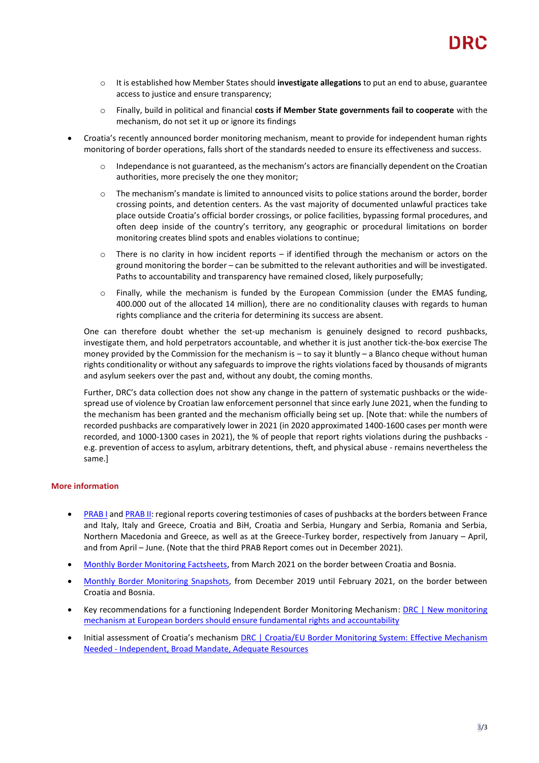- It is established how Member States should **investigate allegations** to put an end to abuse, guarantee access to justice and ensure transparency;
  - Finally, build in political and financial **costs if Member State governments fail to cooperate** with the mechanism, do not set it up or ignore its findings

- Croatia's recently announced border monitoring mechanism, meant to provide for independent human rights monitoring of border operations, falls short of the standards needed to ensure its effectiveness and success.
  - Independance is not guaranteed, as the mechanism's actors are financially dependent on the Croatian authorities, more precisely the one they monitor;
  - The mechanism's mandate is limited to announced visits to police stations around the border, border crossing points, and detention centers. As the vast majority of documented unlawful practices take place outside Croatia's official border crossings, or police facilities, bypassing formal procedures, and often deep inside of the country's territory, any geographic or procedural limitations on border monitoring creates blind spots and enables violations to continue;
  - There is no clarity in how incident reports – if identified through the mechanism or actors on the ground monitoring the border – can be submitted to the relevant authorities and will be investigated. Paths to accountability and transparency have remained closed, likely purposefully;
  - Finally, while the mechanism is funded by the European Commission (under the EMAS funding, 400.000 out of the allocated 14 million), there are no conditionality clauses with regards to human rights compliance and the criteria for determining its success are absent.

  One can therefore doubt whether the set-up mechanism is genuinely designed to record pushbacks, investigate them, and hold perpetrators accountable, and whether it is just another tick-the-box exercise The money provided by the Commission for the mechanism is – to say it bluntly – a Blanco cheque without human rights conditionality or without any safeguards to improve the rights violations faced by thousands of migrants and asylum seekers over the past and, without any doubt, the coming months.

  Further, DRC's data collection does not show any change in the pattern of systematic pushbacks or the wide-spread use of violence by Croatian law enforcement personnel that since early June 2021, when the funding to the mechanism has been granted and the mechanism officially being set up. [Note that: while the numbers of recorded pushbacks are comparatively lower in 2021 (in 2020 approximated 1400-1600 cases per month were recorded, and 1000-1300 cases in 2021), the % of people that report rights violations during the pushbacks - e.g. prevention of access to asylum, arbitrary detentions, theft, and physical abuse - remains nevertheless the same.]

## More information

- PRAB I and PRAB II: regional reports covering testimonies of cases of pushbacks at the borders between France and Italy, Italy and Greece, Croatia and BiH, Croatia and Serbia, Hungary and Serbia, Romania and Serbia, Northern Macedonia and Greece, as well as at the Greece-Turkey border, respectively from January – April, and from April – June. (Note that the third PRAB Report comes out in December 2021).
- Monthly Border Monitoring Factsheets, from March 2021 on the border between Croatia and Bosnia.
- Monthly Border Monitoring Snapshots, from December 2019 until February 2021, on the border between Croatia and Bosnia.
- Key recommendations for a functioning Independent Border Monitoring Mechanism: DRC | New monitoring mechanism at European borders should ensure fundamental rights and accountability
- Initial assessment of Croatia's mechanism DRC | Croatia/EU Border Monitoring System: Effective Mechanism Needed - Independent, Broad Mandate, Adequate Resources